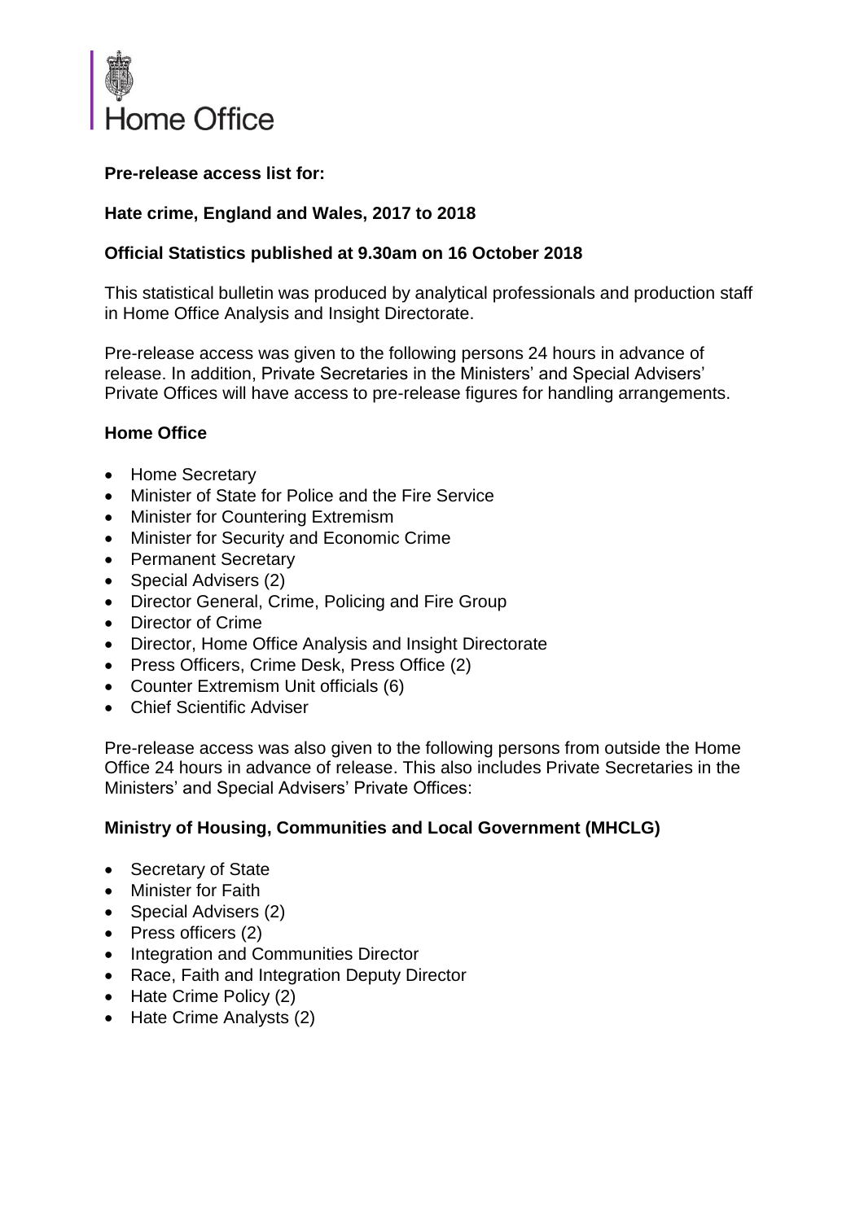Home Office

**Pre-release access list for:**

**Hate crime, England and Wales, 2017 to 2018**

**Official Statistics published at 9.30am on 16 October 2018**

This statistical bulletin was produced by analytical professionals and production staff in Home Office Analysis and Insight Directorate.

Pre-release access was given to the following persons 24 hours in advance of release. In addition, Private Secretaries in the Ministers' and Special Advisers' Private Offices will have access to pre-release figures for handling arrangements.

**Home Office**

- Home Secretary
- Minister of State for Police and the Fire Service
- Minister for Countering Extremism
- Minister for Security and Economic Crime
- Permanent Secretary
- Special Advisers (2)
- Director General, Crime, Policing and Fire Group
- Director of Crime
- Director, Home Office Analysis and Insight Directorate
- Press Officers, Crime Desk, Press Office (2)
- Counter Extremism Unit officials (6)
- Chief Scientific Adviser

Pre-release access was also given to the following persons from outside the Home Office 24 hours in advance of release. This also includes Private Secretaries in the Ministers' and Special Advisers' Private Offices:

**Ministry of Housing, Communities and Local Government (MHCLG)**

- Secretary of State
- Minister for Faith
- Special Advisers (2)
- Press officers (2)
- Integration and Communities Director
- Race, Faith and Integration Deputy Director
- Hate Crime Policy (2)
- Hate Crime Analysts (2)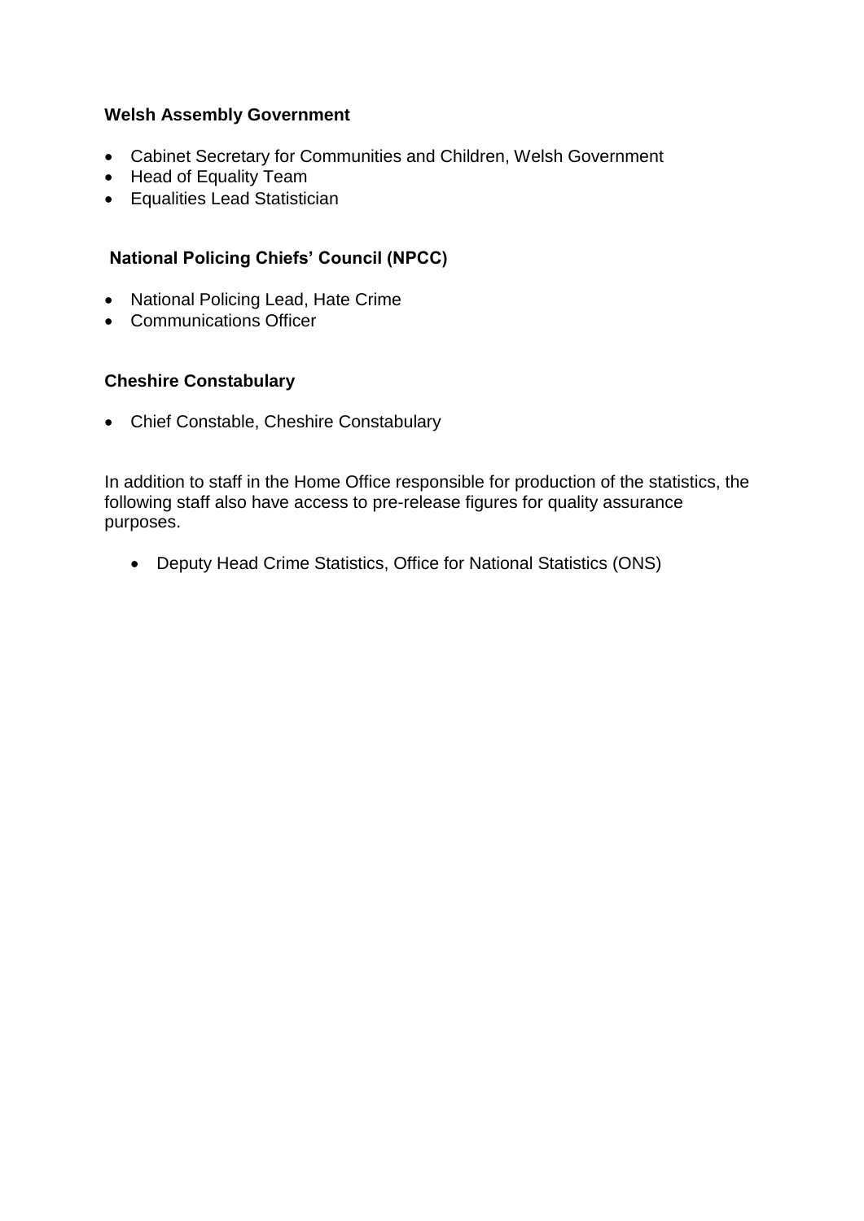**Welsh Assembly Government**

- Cabinet Secretary for Communities and Children, Welsh Government
- Head of Equality Team
- Equalities Lead Statistician

**National Policing Chiefs' Council (NPCC)**

- National Policing Lead, Hate Crime
- Communications Officer

**Cheshire Constabulary**

- Chief Constable, Cheshire Constabulary

In addition to staff in the Home Office responsible for production of the statistics, the following staff also have access to pre-release figures for quality assurance purposes.

- Deputy Head Crime Statistics, Office for National Statistics (ONS)